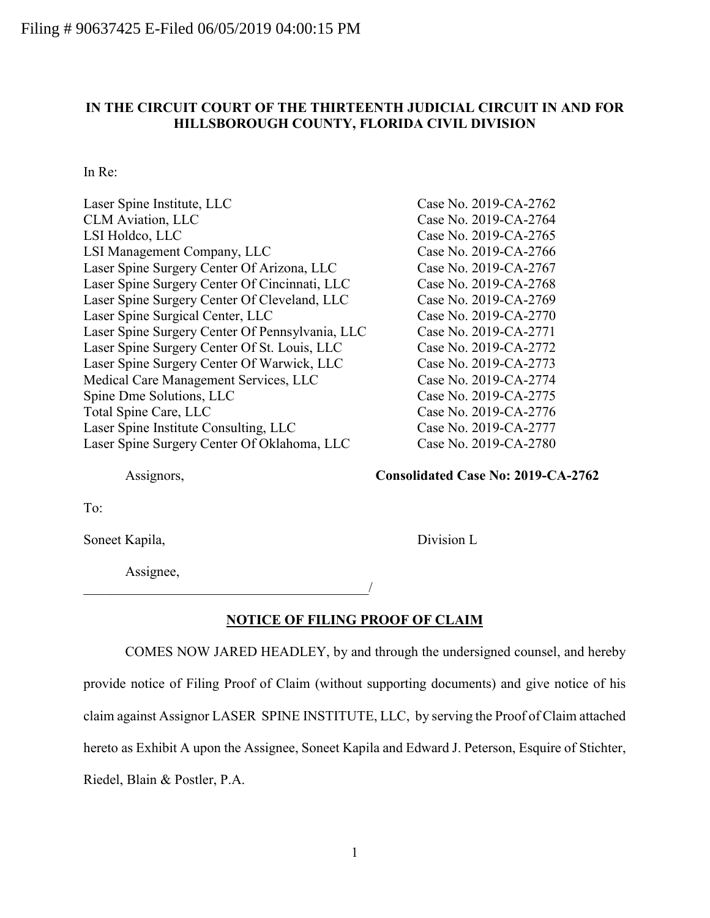Filing # 90637425 E-Filed 06/05/2019 04:00:15 PM

**IN THE CIRCUIT COURT OF THE THIRTEENTH JUDICIAL CIRCUIT IN AND FOR HILLSBOROUGH COUNTY, FLORIDA CIVIL DIVISION**

In Re:

| | |
|---|---|
| Laser Spine Institute, LLC | Case No. 2019-CA-2762 |
| CLM Aviation, LLC | Case No. 2019-CA-2764 |
| LSI Holdco, LLC | Case No. 2019-CA-2765 |
| LSI Management Company, LLC | Case No. 2019-CA-2766 |
| Laser Spine Surgery Center Of Arizona, LLC | Case No. 2019-CA-2767 |
| Laser Spine Surgery Center Of Cincinnati, LLC | Case No. 2019-CA-2768 |
| Laser Spine Surgery Center Of Cleveland, LLC | Case No. 2019-CA-2769 |
| Laser Spine Surgical Center, LLC | Case No. 2019-CA-2770 |
| Laser Spine Surgery Center Of Pennsylvania, LLC | Case No. 2019-CA-2771 |
| Laser Spine Surgery Center Of St. Louis, LLC | Case No. 2019-CA-2772 |
| Laser Spine Surgery Center Of Warwick, LLC | Case No. 2019-CA-2773 |
| Medical Care Management Services, LLC | Case No. 2019-CA-2774 |
| Spine Dme Solutions, LLC | Case No. 2019-CA-2775 |
| Total Spine Care, LLC | Case No. 2019-CA-2776 |
| Laser Spine Institute Consulting, LLC | Case No. 2019-CA-2777 |
| Laser Spine Surgery Center Of Oklahoma, LLC | Case No. 2019-CA-2780 |

Assignors, **Consolidated Case No: 2019-CA-2762**

To:

Soneet Kapila, Division L

Assignee,

_______________________________________/

**NOTICE OF FILING PROOF OF CLAIM**

COMES NOW JARED HEADLEY, by and through the undersigned counsel, and hereby provide notice of Filing Proof of Claim (without supporting documents) and give notice of his claim against Assignor LASER SPINE INSTITUTE, LLC, by serving the Proof of Claim attached hereto as Exhibit A upon the Assignee, Soneet Kapila and Edward J. Peterson, Esquire of Stichter, Riedel, Blain & Postler, P.A.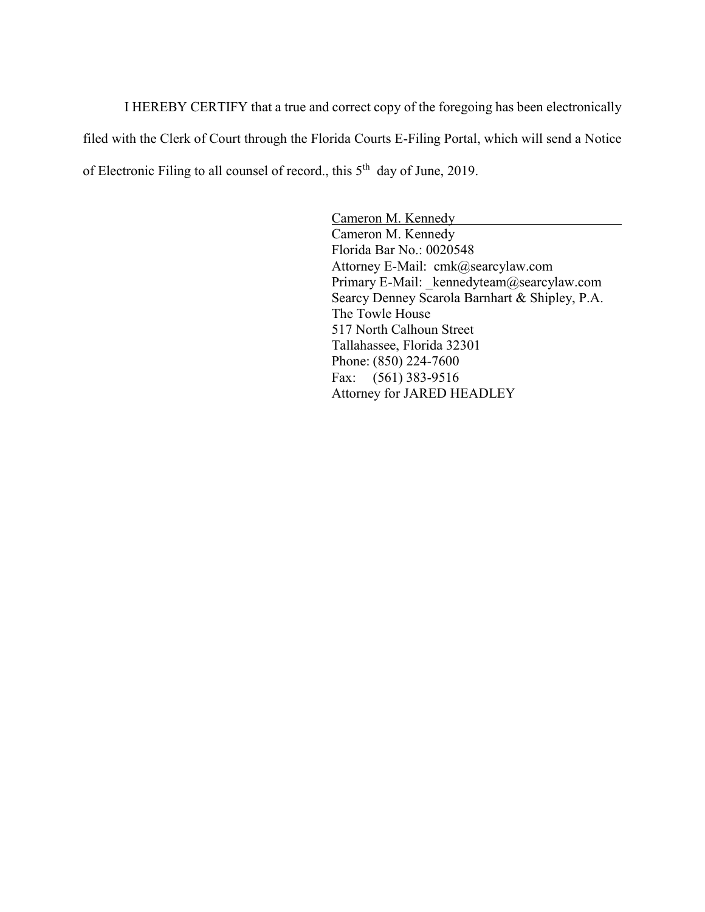I HEREBY CERTIFY that a true and correct copy of the foregoing has been electronically filed with the Clerk of Court through the Florida Courts E-Filing Portal, which will send a Notice of Electronic Filing to all counsel of record., this 5th day of June, 2019.

Cameron M. Kennedy  
Cameron M. Kennedy  
Florida Bar No.: 0020548  
Attorney E-Mail: cmk@searcylaw.com  
Primary E-Mail: _kennedyteam@searcylaw.com  
Searcy Denney Scarola Barnhart & Shipley, P.A.  
The Towle House  
517 North Calhoun Street  
Tallahassee, Florida 32301  
Phone: (850) 224-7600  
Fax: (561) 383-9516  
Attorney for JARED HEADLEY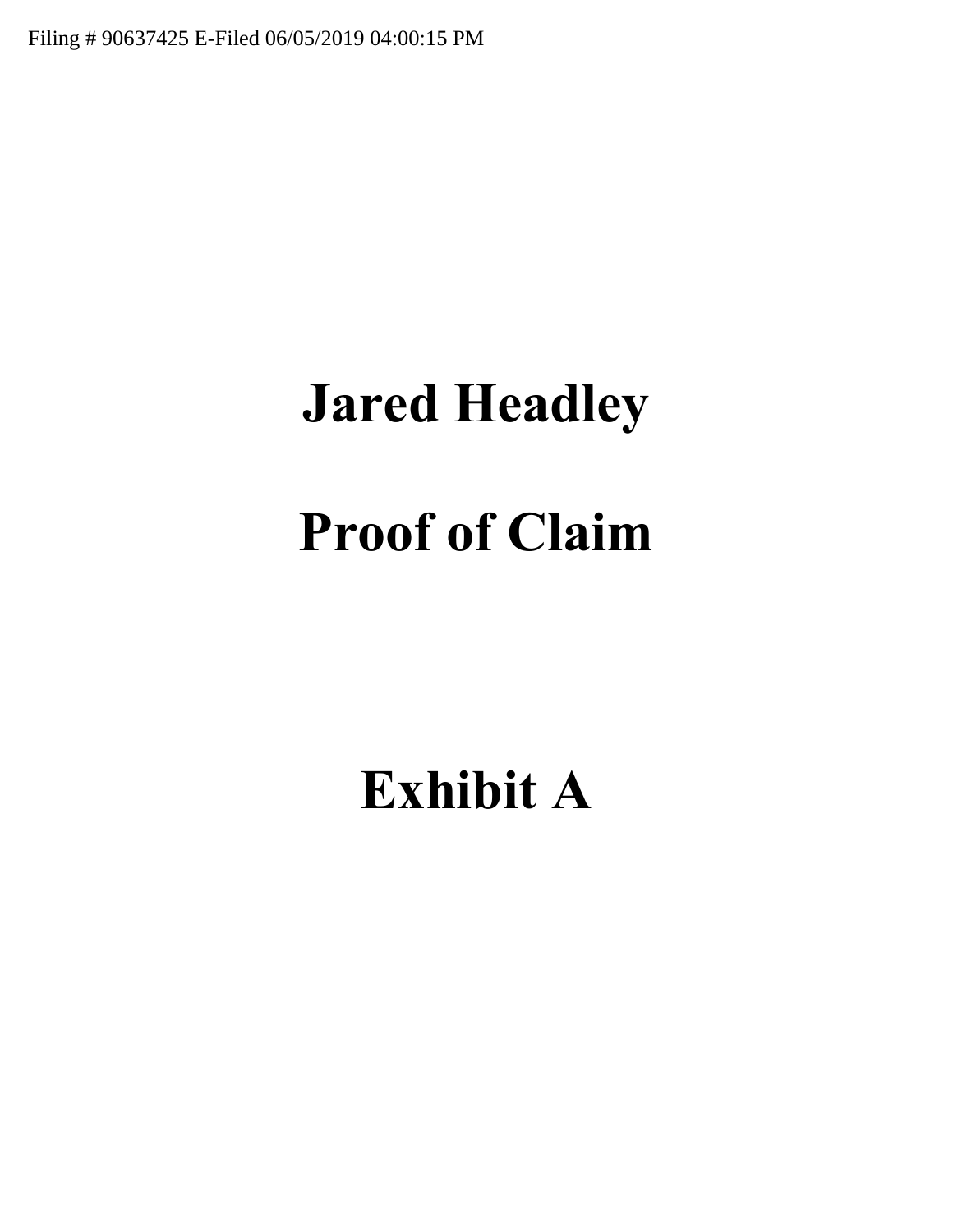Filing # 90637425 E-Filed 06/05/2019 04:00:15 PM

# Jared Headley

# Proof of Claim

# Exhibit A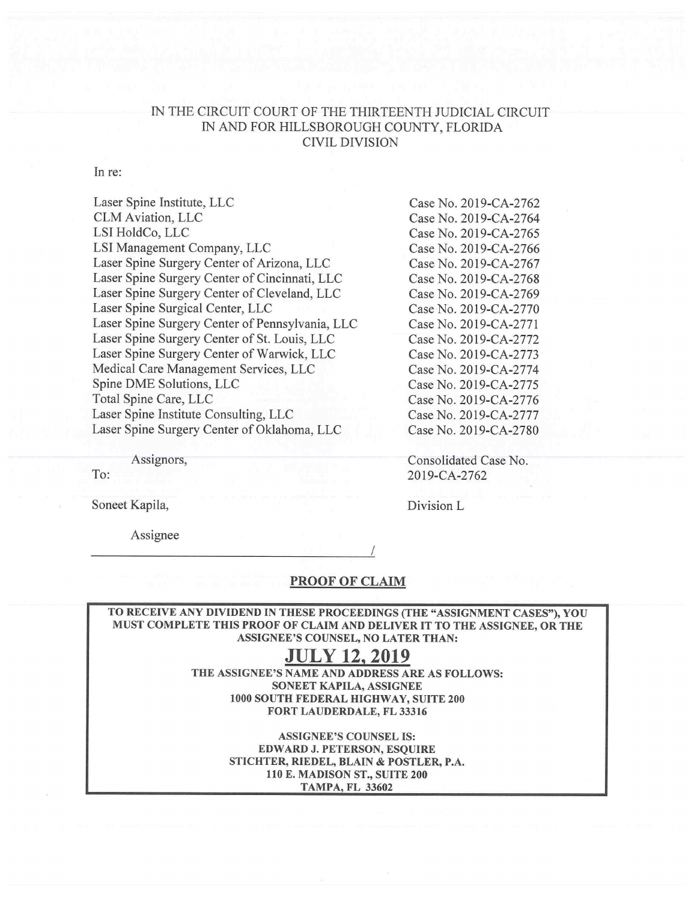IN THE CIRCUIT COURT OF THE THIRTEENTH JUDICIAL CIRCUIT
IN AND FOR HILLSBOROUGH COUNTY, FLORIDA
CIVIL DIVISION

In re:

| | |
|---|---|
| Laser Spine Institute, LLC | Case No. 2019-CA-2762 |
| CLM Aviation, LLC | Case No. 2019-CA-2764 |
| LSI HoldCo, LLC | Case No. 2019-CA-2765 |
| LSI Management Company, LLC | Case No. 2019-CA-2766 |
| Laser Spine Surgery Center of Arizona, LLC | Case No. 2019-CA-2767 |
| Laser Spine Surgery Center of Cincinnati, LLC | Case No. 2019-CA-2768 |
| Laser Spine Surgery Center of Cleveland, LLC | Case No. 2019-CA-2769 |
| Laser Spine Surgical Center, LLC | Case No. 2019-CA-2770 |
| Laser Spine Surgery Center of Pennsylvania, LLC | Case No. 2019-CA-2771 |
| Laser Spine Surgery Center of St. Louis, LLC | Case No. 2019-CA-2772 |
| Laser Spine Surgery Center of Warwick, LLC | Case No. 2019-CA-2773 |
| Medical Care Management Services, LLC | Case No. 2019-CA-2774 |
| Spine DME Solutions, LLC | Case No. 2019-CA-2775 |
| Total Spine Care, LLC | Case No. 2019-CA-2776 |
| Laser Spine Institute Consulting, LLC | Case No. 2019-CA-2777 |
| Laser Spine Surgery Center of Oklahoma, LLC | Case No. 2019-CA-2780 |

Assignors,

To:

Consolidated Case No. 2019-CA-2762

Soneet Kapila,

Division L

Assignee

_______________________________________/

**PROOF OF CLAIM**

**TO RECEIVE ANY DIVIDEND IN THESE PROCEEDINGS (THE "ASSIGNMENT CASES"), YOU MUST COMPLETE THIS PROOF OF CLAIM AND DELIVER IT TO THE ASSIGNEE, OR THE ASSIGNEE'S COUNSEL, NO LATER THAN:**

# JULY 12, 2019

**THE ASSIGNEE'S NAME AND ADDRESS ARE AS FOLLOWS:**
**SONEET KAPILA, ASSIGNEE**
**1000 SOUTH FEDERAL HIGHWAY, SUITE 200**
**FORT LAUDERDALE, FL 33316**

**ASSIGNEE'S COUNSEL IS:**
**EDWARD J. PETERSON, ESQUIRE**
**STICHTER, RIEDEL, BLAIN & POSTLER, P.A.**
**110 E. MADISON ST., SUITE 200**
**TAMPA, FL 33602**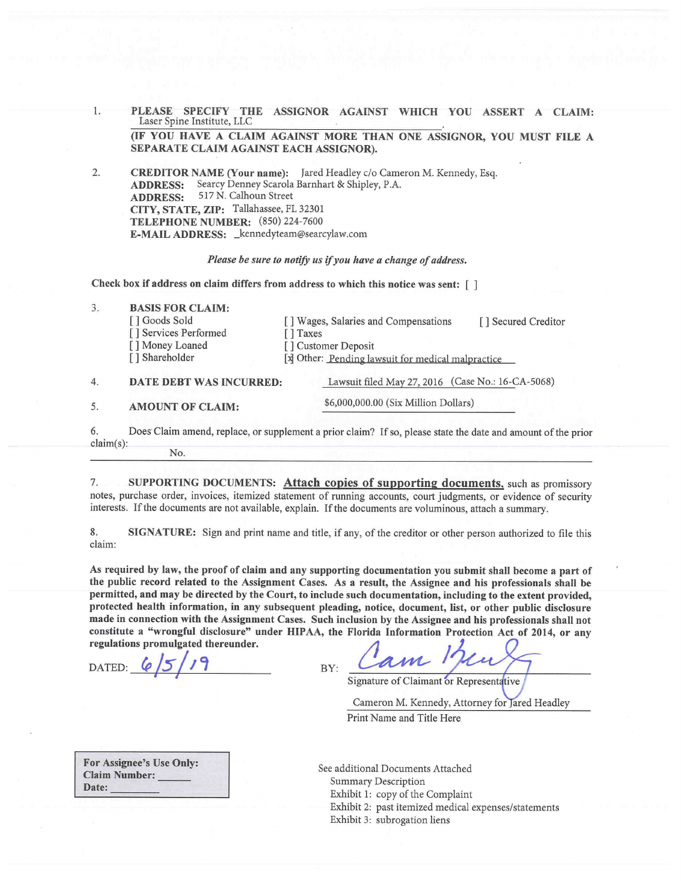1. **PLEASE SPECIFY THE ASSIGNOR AGAINST WHICH YOU ASSERT A CLAIM:** Laser Spine Institute, LLC

   **(IF YOU HAVE A CLAIM AGAINST MORE THAN ONE ASSIGNOR, YOU MUST FILE A SEPARATE CLAIM AGAINST EACH ASSIGNOR).**

2. **CREDITOR NAME (Your name):** Jared Headley c/o Cameron M. Kennedy, Esq.
   **ADDRESS:** Searcy Denney Scarola Barnhart & Shipley, P.A.
   **ADDRESS:** 517 N. Calhoun Street
   **CITY, STATE, ZIP:** Tallahassee, FL 32301
   **TELEPHONE NUMBER:** (850) 224-7600
   **E-MAIL ADDRESS:** _kennedyteam@searcylaw.com

*Please be sure to notify us if you have a change of address.*

**Check box if address on claim differs from address to which this notice was sent:** [ ]

3. **BASIS FOR CLAIM:**

| | | |
|---|---|---|
| [ ] Goods Sold | [ ] Wages, Salaries and Compensations | [ ] Secured Creditor |
| [ ] Services Performed | [ ] Taxes | |
| [ ] Money Loaned | [ ] Customer Deposit | |
| [ ] Shareholder | [x] Other: Pending lawsuit for medical malpractice | |

4. **DATE DEBT WAS INCURRED:** Lawsuit filed May 27, 2016 (Case No.: 16-CA-5068)

5. **AMOUNT OF CLAIM:** $6,000,000.00 (Six Million Dollars)

6. Does Claim amend, replace, or supplement a prior claim? If so, please state the date and amount of the prior claim(s):
   No.

7. **SUPPORTING DOCUMENTS:** **Attach copies of supporting documents,** such as promissory notes, purchase order, invoices, itemized statement of running accounts, court judgments, or evidence of security interests. If the documents are not available, explain. If the documents are voluminous, attach a summary.

8. **SIGNATURE:** Sign and print name and title, if any, of the creditor or other person authorized to file this claim:

**As required by law, the proof of claim and any supporting documentation you submit shall become a part of the public record related to the Assignment Cases. As a result, the Assignee and his professionals shall be permitted, and may be directed by the Court, to include such documentation, including to the extent provided, protected health information, in any subsequent pleading, notice, document, list, or other public disclosure made in connection with the Assignment Cases. Such inclusion by the Assignee and his professionals shall not constitute a "wrongful disclosure" under HIPAA, the Florida Information Protection Act of 2014, or any regulations promulgated thereunder.**

DATED: 6/5/19

BY: Cam Kenn [signature]
Signature of Claimant or Representative

Cameron M. Kennedy, Attorney for Jared Headley
Print Name and Title Here

**For Assignee's Use Only:**
**Claim Number:** ______
**Date:** ________

See additional Documents Attached
- Summary Description
- Exhibit 1: copy of the Complaint
- Exhibit 2: past itemized medical expenses/statements
- Exhibit 3: subrogation liens